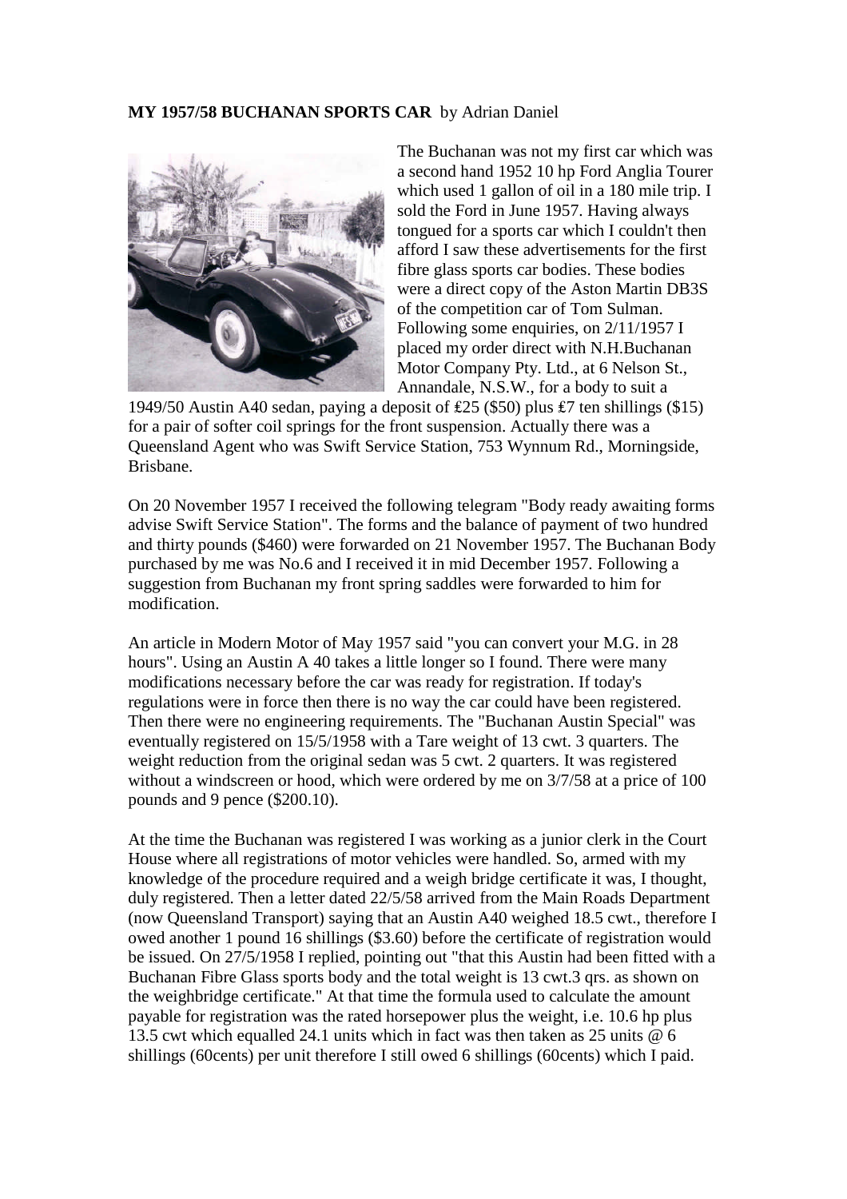**MY 1957/58 BUCHANAN SPORTS CAR** by Adrian Daniel

The Buchanan was not my first car which was a second hand 1952 10 hp Ford Anglia Tourer which used 1 gallon of oil in a 180 mile trip. I sold the Ford in June 1957. Having always tongued for a sports car which I couldn't then afford I saw these advertisements for the first fibre glass sports car bodies. These bodies were a direct copy of the Aston Martin DB3S of the competition car of Tom Sulman. Following some enquiries, on 2/11/1957 I placed my order direct with N.H.Buchanan Motor Company Pty. Ltd., at 6 Nelson St., Annandale, N.S.W., for a body to suit a 1949/50 Austin A40 sedan, paying a deposit of ₤25 ($50) plus ₤7 ten shillings ($15) for a pair of softer coil springs for the front suspension. Actually there was a Queensland Agent who was Swift Service Station, 753 Wynnum Rd., Morningside, Brisbane.

On 20 November 1957 I received the following telegram "Body ready awaiting forms advise Swift Service Station". The forms and the balance of payment of two hundred and thirty pounds ($460) were forwarded on 21 November 1957. The Buchanan Body purchased by me was No.6 and I received it in mid December 1957. Following a suggestion from Buchanan my front spring saddles were forwarded to him for modification.

An article in Modern Motor of May 1957 said "you can convert your M.G. in 28 hours". Using an Austin A 40 takes a little longer so I found. There were many modifications necessary before the car was ready for registration. If today's regulations were in force then there is no way the car could have been registered. Then there were no engineering requirements. The "Buchanan Austin Special" was eventually registered on 15/5/1958 with a Tare weight of 13 cwt. 3 quarters. The weight reduction from the original sedan was 5 cwt. 2 quarters. It was registered without a windscreen or hood, which were ordered by me on 3/7/58 at a price of 100 pounds and 9 pence ($200.10).

At the time the Buchanan was registered I was working as a junior clerk in the Court House where all registrations of motor vehicles were handled. So, armed with my knowledge of the procedure required and a weigh bridge certificate it was, I thought, duly registered. Then a letter dated 22/5/58 arrived from the Main Roads Department (now Queensland Transport) saying that an Austin A40 weighed 18.5 cwt., therefore I owed another 1 pound 16 shillings ($3.60) before the certificate of registration would be issued. On 27/5/1958 I replied, pointing out "that this Austin had been fitted with a Buchanan Fibre Glass sports body and the total weight is 13 cwt.3 qrs. as shown on the weighbridge certificate." At that time the formula used to calculate the amount payable for registration was the rated horsepower plus the weight, i.e. 10.6 hp plus 13.5 cwt which equalled 24.1 units which in fact was then taken as 25 units @ 6 shillings (60cents) per unit therefore I still owed 6 shillings (60cents) which I paid.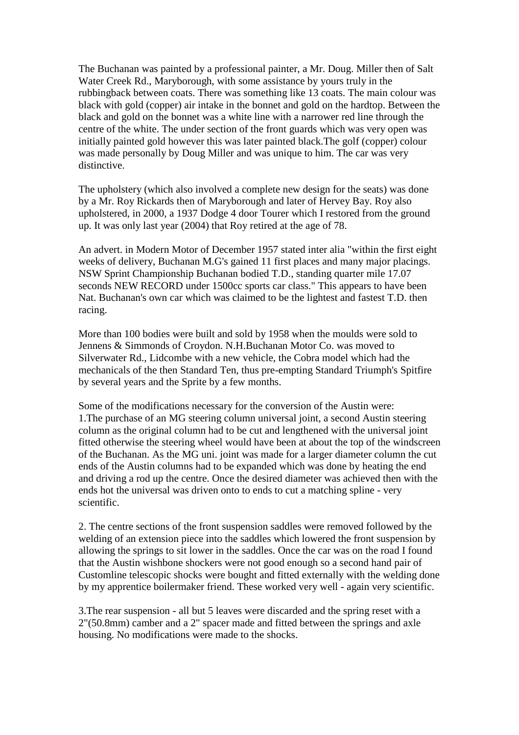The Buchanan was painted by a professional painter, a Mr. Doug. Miller then of Salt Water Creek Rd., Maryborough, with some assistance by yours truly in the rubbingback between coats. There was something like 13 coats. The main colour was black with gold (copper) air intake in the bonnet and gold on the hardtop. Between the black and gold on the bonnet was a white line with a narrower red line through the centre of the white. The under section of the front guards which was very open was initially painted gold however this was later painted black.The golf (copper) colour was made personally by Doug Miller and was unique to him. The car was very distinctive.

The upholstery (which also involved a complete new design for the seats) was done by a Mr. Roy Rickards then of Maryborough and later of Hervey Bay. Roy also upholstered, in 2000, a 1937 Dodge 4 door Tourer which I restored from the ground up. It was only last year (2004) that Roy retired at the age of 78.

An advert. in Modern Motor of December 1957 stated inter alia "within the first eight weeks of delivery, Buchanan M.G's gained 11 first places and many major placings. NSW Sprint Championship Buchanan bodied T.D., standing quarter mile 17.07 seconds NEW RECORD under 1500cc sports car class." This appears to have been Nat. Buchanan's own car which was claimed to be the lightest and fastest T.D. then racing.

More than 100 bodies were built and sold by 1958 when the moulds were sold to Jennens & Simmonds of Croydon. N.H.Buchanan Motor Co. was moved to Silverwater Rd., Lidcombe with a new vehicle, the Cobra model which had the mechanicals of the then Standard Ten, thus pre-empting Standard Triumph's Spitfire by several years and the Sprite by a few months.

Some of the modifications necessary for the conversion of the Austin were:
1.The purchase of an MG steering column universal joint, a second Austin steering column as the original column had to be cut and lengthened with the universal joint fitted otherwise the steering wheel would have been at about the top of the windscreen of the Buchanan. As the MG uni. joint was made for a larger diameter column the cut ends of the Austin columns had to be expanded which was done by heating the end and driving a rod up the centre. Once the desired diameter was achieved then with the ends hot the universal was driven onto to ends to cut a matching spline - very scientific.

2. The centre sections of the front suspension saddles were removed followed by the welding of an extension piece into the saddles which lowered the front suspension by allowing the springs to sit lower in the saddles. Once the car was on the road I found that the Austin wishbone shockers were not good enough so a second hand pair of Customline telescopic shocks were bought and fitted externally with the welding done by my apprentice boilermaker friend. These worked very well - again very scientific.

3.The rear suspension - all but 5 leaves were discarded and the spring reset with a 2"(50.8mm) camber and a 2" spacer made and fitted between the springs and axle housing. No modifications were made to the shocks.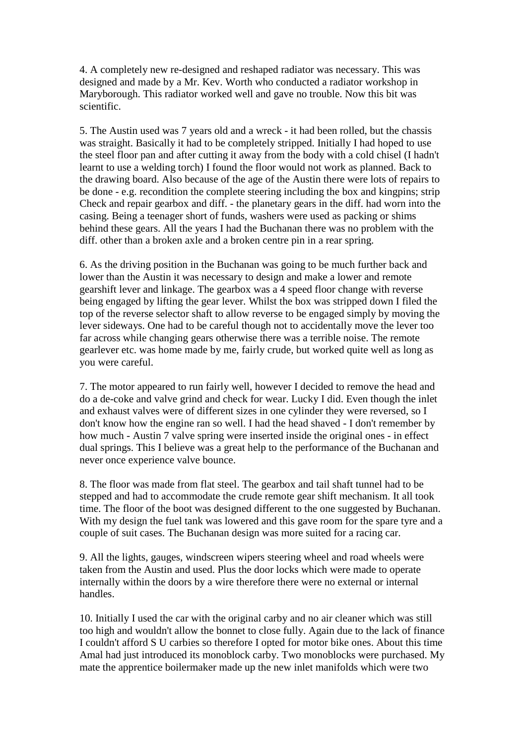4. A completely new re-designed and reshaped radiator was necessary. This was designed and made by a Mr. Kev. Worth who conducted a radiator workshop in Maryborough. This radiator worked well and gave no trouble. Now this bit was scientific.

5. The Austin used was 7 years old and a wreck - it had been rolled, but the chassis was straight. Basically it had to be completely stripped. Initially I had hoped to use the steel floor pan and after cutting it away from the body with a cold chisel (I hadn't learnt to use a welding torch) I found the floor would not work as planned. Back to the drawing board. Also because of the age of the Austin there were lots of repairs to be done - e.g. recondition the complete steering including the box and kingpins; strip Check and repair gearbox and diff. - the planetary gears in the diff. had worn into the casing. Being a teenager short of funds, washers were used as packing or shims behind these gears. All the years I had the Buchanan there was no problem with the diff. other than a broken axle and a broken centre pin in a rear spring.

6. As the driving position in the Buchanan was going to be much further back and lower than the Austin it was necessary to design and make a lower and remote gearshift lever and linkage. The gearbox was a 4 speed floor change with reverse being engaged by lifting the gear lever. Whilst the box was stripped down I filed the top of the reverse selector shaft to allow reverse to be engaged simply by moving the lever sideways. One had to be careful though not to accidentally move the lever too far across while changing gears otherwise there was a terrible noise. The remote gearlever etc. was home made by me, fairly crude, but worked quite well as long as you were careful.

7. The motor appeared to run fairly well, however I decided to remove the head and do a de-coke and valve grind and check for wear. Lucky I did. Even though the inlet and exhaust valves were of different sizes in one cylinder they were reversed, so I don't know how the engine ran so well. I had the head shaved - I don't remember by how much - Austin 7 valve spring were inserted inside the original ones - in effect dual springs. This I believe was a great help to the performance of the Buchanan and never once experience valve bounce.

8. The floor was made from flat steel. The gearbox and tail shaft tunnel had to be stepped and had to accommodate the crude remote gear shift mechanism. It all took time. The floor of the boot was designed different to the one suggested by Buchanan. With my design the fuel tank was lowered and this gave room for the spare tyre and a couple of suit cases. The Buchanan design was more suited for a racing car.

9. All the lights, gauges, windscreen wipers steering wheel and road wheels were taken from the Austin and used. Plus the door locks which were made to operate internally within the doors by a wire therefore there were no external or internal handles.

10. Initially I used the car with the original carby and no air cleaner which was still too high and wouldn't allow the bonnet to close fully. Again due to the lack of finance I couldn't afford S U carbies so therefore I opted for motor bike ones. About this time Amal had just introduced its monoblock carby. Two monoblocks were purchased. My mate the apprentice boilermaker made up the new inlet manifolds which were two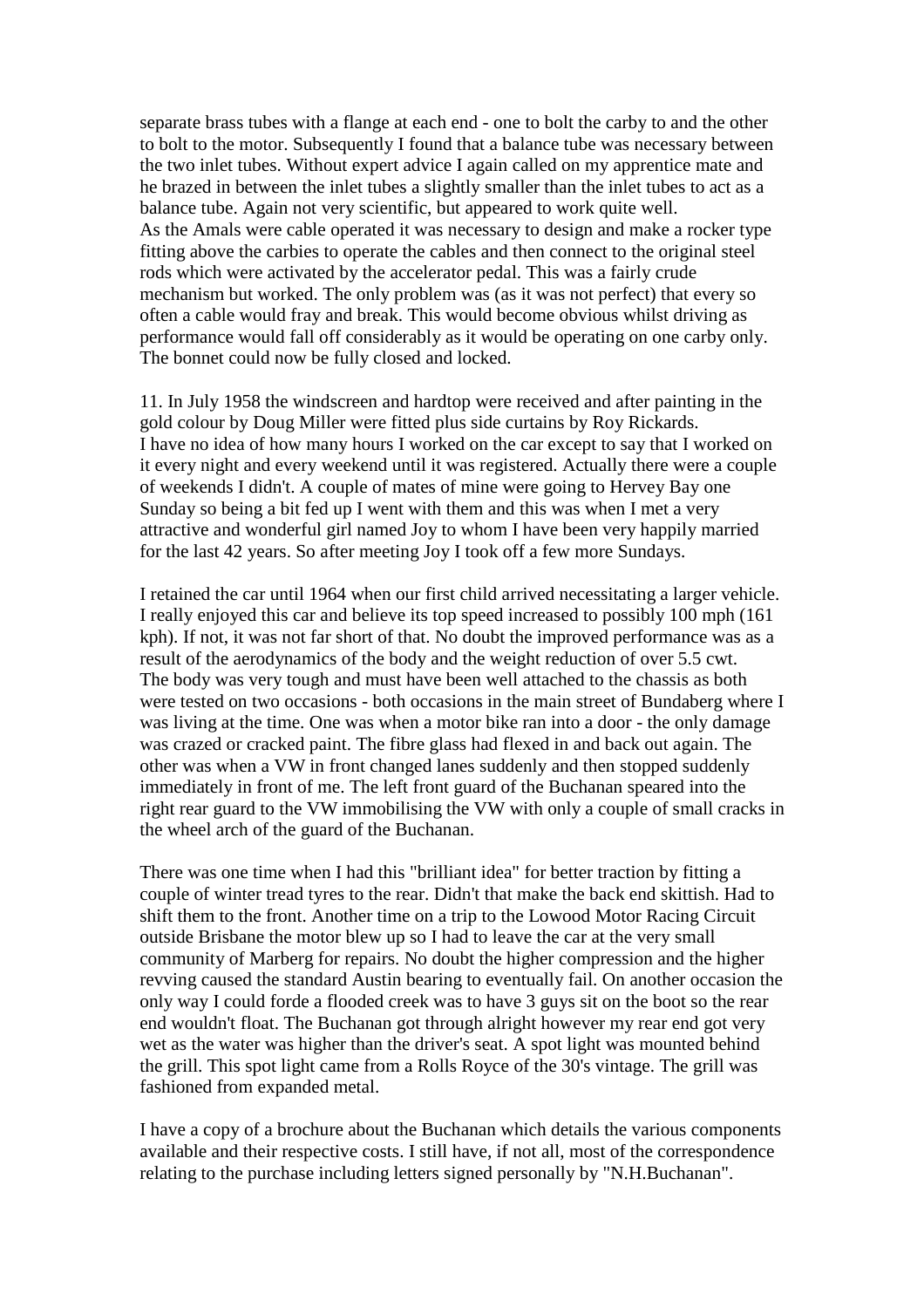separate brass tubes with a flange at each end - one to bolt the carby to and the other to bolt to the motor. Subsequently I found that a balance tube was necessary between the two inlet tubes. Without expert advice I again called on my apprentice mate and he brazed in between the inlet tubes a slightly smaller than the inlet tubes to act as a balance tube. Again not very scientific, but appeared to work quite well.
As the Amals were cable operated it was necessary to design and make a rocker type fitting above the carbies to operate the cables and then connect to the original steel rods which were activated by the accelerator pedal. This was a fairly crude mechanism but worked. The only problem was (as it was not perfect) that every so often a cable would fray and break. This would become obvious whilst driving as performance would fall off considerably as it would be operating on one carby only. The bonnet could now be fully closed and locked.

11. In July 1958 the windscreen and hardtop were received and after painting in the gold colour by Doug Miller were fitted plus side curtains by Roy Rickards.
I have no idea of how many hours I worked on the car except to say that I worked on it every night and every weekend until it was registered. Actually there were a couple of weekends I didn't. A couple of mates of mine were going to Hervey Bay one Sunday so being a bit fed up I went with them and this was when I met a very attractive and wonderful girl named Joy to whom I have been very happily married for the last 42 years. So after meeting Joy I took off a few more Sundays.

I retained the car until 1964 when our first child arrived necessitating a larger vehicle. I really enjoyed this car and believe its top speed increased to possibly 100 mph (161 kph). If not, it was not far short of that. No doubt the improved performance was as a result of the aerodynamics of the body and the weight reduction of over 5.5 cwt.
The body was very tough and must have been well attached to the chassis as both were tested on two occasions - both occasions in the main street of Bundaberg where I was living at the time. One was when a motor bike ran into a door - the only damage was crazed or cracked paint. The fibre glass had flexed in and back out again. The other was when a VW in front changed lanes suddenly and then stopped suddenly immediately in front of me. The left front guard of the Buchanan speared into the right rear guard to the VW immobilising the VW with only a couple of small cracks in the wheel arch of the guard of the Buchanan.

There was one time when I had this "brilliant idea" for better traction by fitting a couple of winter tread tyres to the rear. Didn't that make the back end skittish. Had to shift them to the front. Another time on a trip to the Lowood Motor Racing Circuit outside Brisbane the motor blew up so I had to leave the car at the very small community of Marberg for repairs. No doubt the higher compression and the higher revving caused the standard Austin bearing to eventually fail. On another occasion the only way I could forde a flooded creek was to have 3 guys sit on the boot so the rear end wouldn't float. The Buchanan got through alright however my rear end got very wet as the water was higher than the driver's seat. A spot light was mounted behind the grill. This spot light came from a Rolls Royce of the 30's vintage. The grill was fashioned from expanded metal.

I have a copy of a brochure about the Buchanan which details the various components available and their respective costs. I still have, if not all, most of the correspondence relating to the purchase including letters signed personally by "N.H.Buchanan".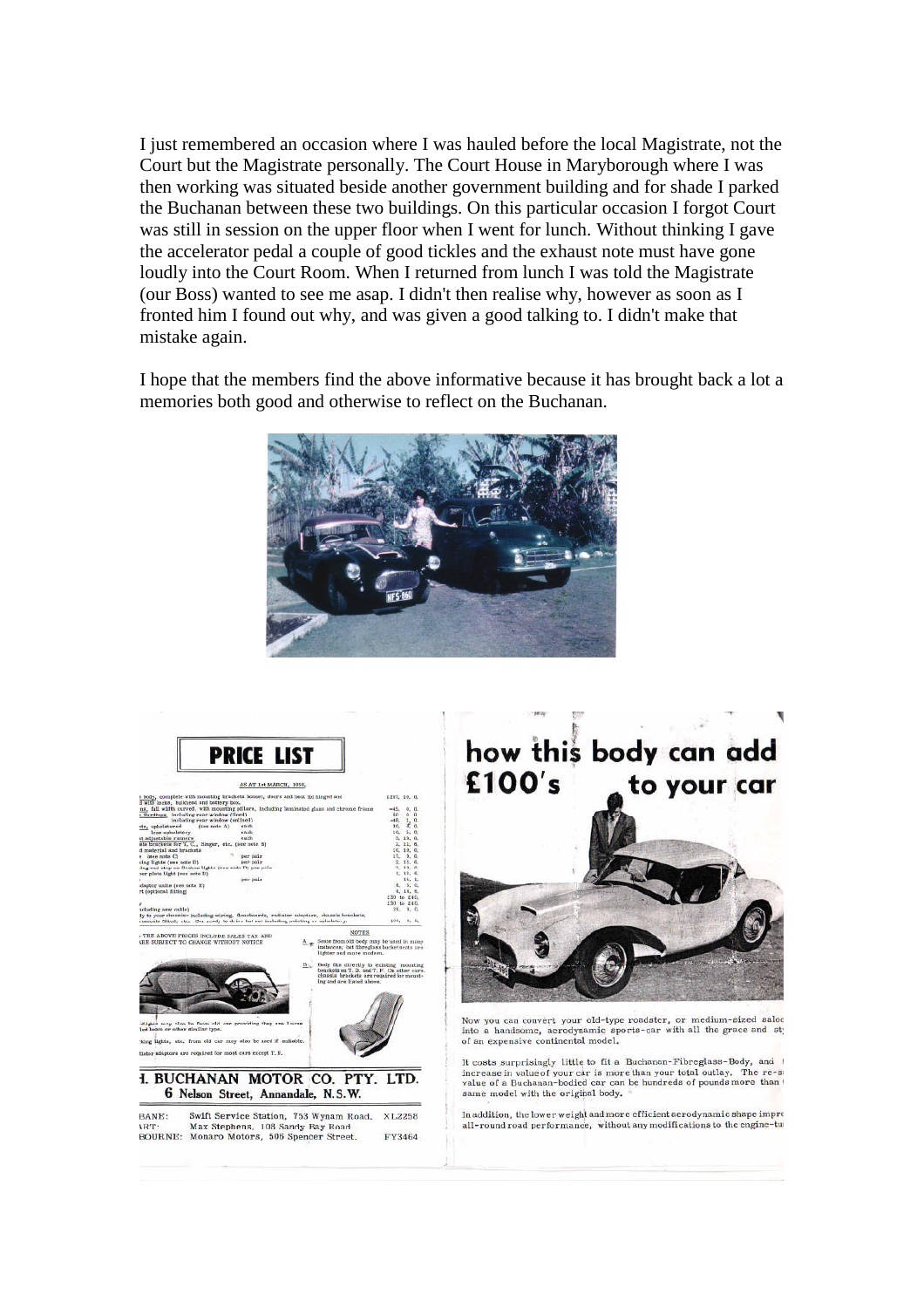I just remembered an occasion where I was hauled before the local Magistrate, not the Court but the Magistrate personally. The Court House in Maryborough where I was then working was situated beside another government building and for shade I parked the Buchanan between these two buildings. On this particular occasion I forgot Court was still in session on the upper floor when I went for lunch. Without thinking I gave the accelerator pedal a couple of good tickles and the exhaust note must have gone loudly into the Court Room. When I returned from lunch I was told the Magistrate (our Boss) wanted to see me asap. I didn't then realise why, however as soon as I fronted him I found out why, and was given a good talking to. I didn't make that mistake again.

I hope that the members find the above informative because it has brought back a lot a memories both good and otherwise to reflect on the Buchanan.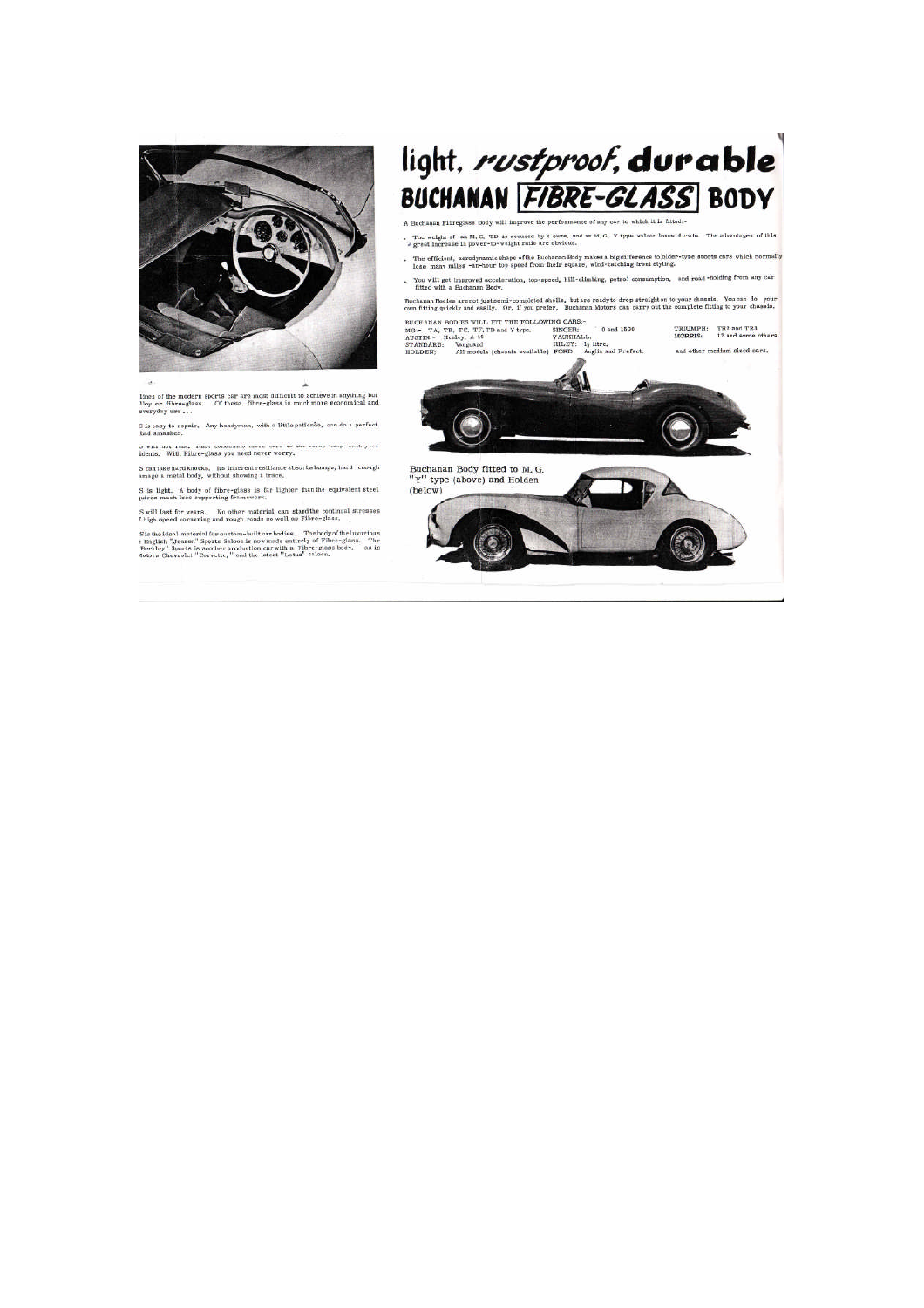lines of the modern sports car are most difficult to achieve in anything but lloy or fibre-glass. Of these, fibre-glass is much more economical and everyday use ...

S is easy to repair. Any handyman, with a little patience, can do a perfect bad smashes.

S will not rust. Rust condemns more cars to the scrap heap each year idents. With Fibre-glass you need never worry.

S can take hard knocks. Its inherent resilience absorbs bumps, hard enough amage a metal body, without showing a trace.

S is light. A body of fibre-glass is far lighter than the equivalent steel puires much less supporting framework.

S will last for years. No other material can stand the continual stresses f high speed cornering and rough roads as well as Fibre-glass.

S is the ideal material for custom-built car bodies. The body of the luxurious r English "Jensen" Sports Saloon is now made entirely of Fibre-glass. The 'Berkley' Sports is another production car with a Fibre-glass body, as is Motors Chevrolet "Corvette," and the latest "Lotus" saloon.

# light, *rustproof*, **durable**
# BUCHANAN FIBRE-GLASS BODY

A Buchanan Fibreglass Body will improve the performance of any car to which it is fitted:-

- The weight of an M.G. TD is reduced by 4 cwts. and an M.G. Y type saloon loses 4 cwts. The advantages of this great increase in power-to-weight ratio are obvious.
- The efficient, aerodynamic shape of the Buchanan Body makes a big difference to older-type sports cars which normally lose many miles -an-hour top speed from their square, wind-catching front styling.
- You will get improved acceleration, top-speed, hill-climbing, petrol consumption, and road-holding from any car fitted with a Buchanan Body.

Buchanan Bodies are not just semi-completed shells, but are ready to drop straight on to your chassis. You can do your own fitting quickly and easily. Or, if you prefer, Buchanan Motors can carry out the complete fitting to your chassis.

BUCHANAN BODIES WILL FIT THE FOLLOWING CARS:-

MG:- TA, TB, TC, TF, TD and Y type.
AUSTIN:- Healey, A 40
STANDARD: Vanguard
HOLDEN: All models (chassis available)
SINGER: 9 and 1500
VAUXHALL.
RILEY: 1½ litre.
FORD Anglia and Prefect.
TRIUMPH: TR2 and TR3
MORRIS: 12 and some others.
and other medium sized cars.

Buchanan Body fitted to M. G. "Y" type (above) and Holden (below)